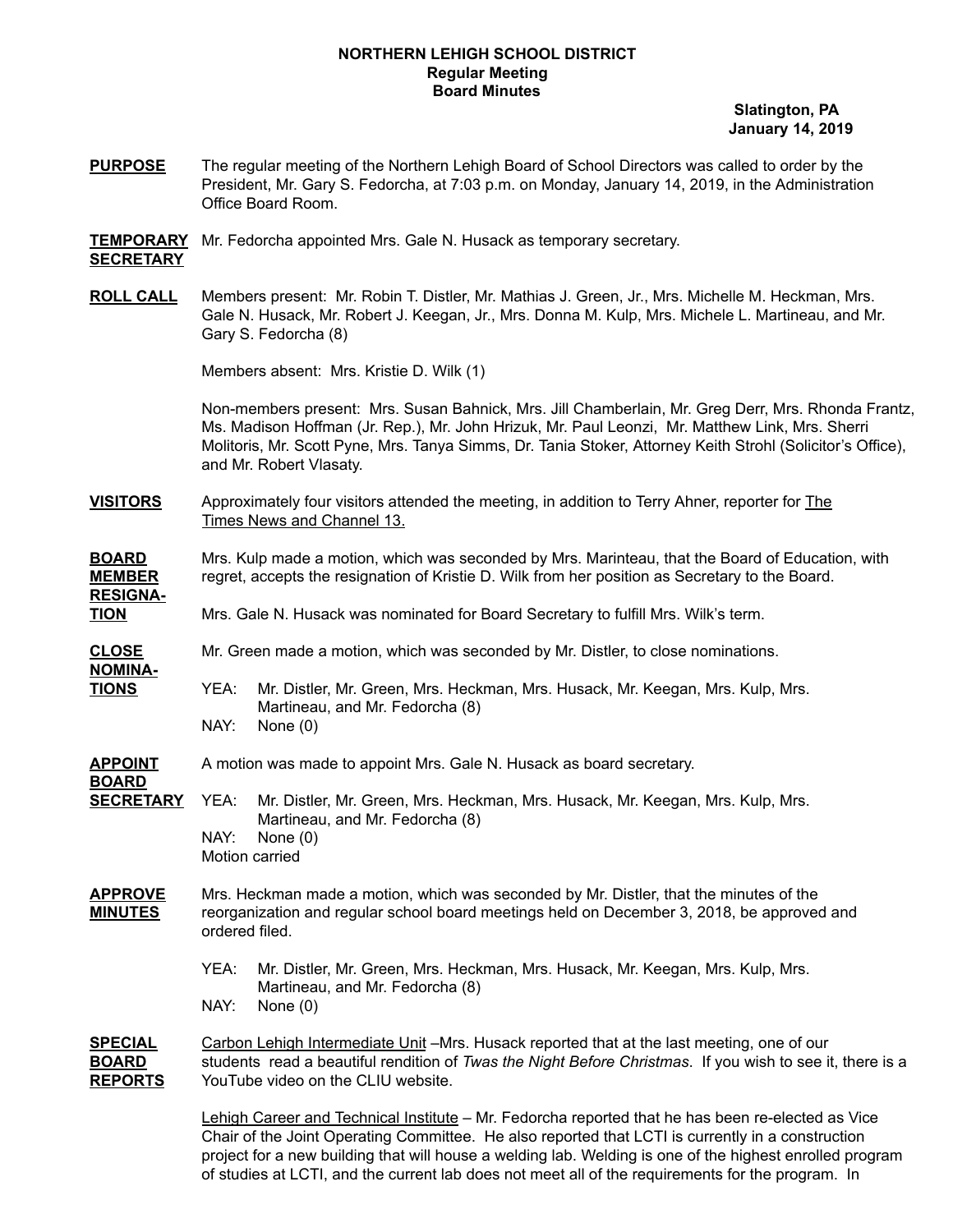**NORTHERN LEHIGH SCHOOL DISTRICT**
**Regular Meeting**
**Board Minutes**

**Slatington, PA**
**January 14, 2019**

**PURPOSE** The regular meeting of the Northern Lehigh Board of School Directors was called to order by the President, Mr. Gary S. Fedorcha, at 7:03 p.m. on Monday, January 14, 2019, in the Administration Office Board Room.

**TEMPORARY SECRETARY** Mr. Fedorcha appointed Mrs. Gale N. Husack as temporary secretary.

**ROLL CALL** Members present: Mr. Robin T. Distler, Mr. Mathias J. Green, Jr., Mrs. Michelle M. Heckman, Mrs. Gale N. Husack, Mr. Robert J. Keegan, Jr., Mrs. Donna M. Kulp, Mrs. Michele L. Martineau, and Mr. Gary S. Fedorcha (8)

Members absent: Mrs. Kristie D. Wilk (1)

Non-members present: Mrs. Susan Bahnick, Mrs. Jill Chamberlain, Mr. Greg Derr, Mrs. Rhonda Frantz, Ms. Madison Hoffman (Jr. Rep.), Mr. John Hrizuk, Mr. Paul Leonzi, Mr. Matthew Link, Mrs. Sherri Molitoris, Mr. Scott Pyne, Mrs. Tanya Simms, Dr. Tania Stoker, Attorney Keith Strohl (Solicitor's Office), and Mr. Robert Vlasaty.

**VISITORS** Approximately four visitors attended the meeting, in addition to Terry Ahner, reporter for The Times News and Channel 13.

**BOARD MEMBER RESIGNATION** Mrs. Kulp made a motion, which was seconded by Mrs. Marinteau, that the Board of Education, with regret, accepts the resignation of Kristie D. Wilk from her position as Secretary to the Board.

Mrs. Gale N. Husack was nominated for Board Secretary to fulfill Mrs. Wilk's term.

**CLOSE NOMINATIONS** Mr. Green made a motion, which was seconded by Mr. Distler, to close nominations.

YEA: Mr. Distler, Mr. Green, Mrs. Heckman, Mrs. Husack, Mr. Keegan, Mrs. Kulp, Mrs. Martineau, and Mr. Fedorcha (8)
NAY: None (0)

**APPOINT BOARD SECRETARY** A motion was made to appoint Mrs. Gale N. Husack as board secretary.

YEA: Mr. Distler, Mr. Green, Mrs. Heckman, Mrs. Husack, Mr. Keegan, Mrs. Kulp, Mrs. Martineau, and Mr. Fedorcha (8)
NAY: None (0)
Motion carried

**APPROVE MINUTES** Mrs. Heckman made a motion, which was seconded by Mr. Distler, that the minutes of the reorganization and regular school board meetings held on December 3, 2018, be approved and ordered filed.

YEA: Mr. Distler, Mr. Green, Mrs. Heckman, Mrs. Husack, Mr. Keegan, Mrs. Kulp, Mrs. Martineau, and Mr. Fedorcha (8)
NAY: None (0)

**SPECIAL BOARD REPORTS** Carbon Lehigh Intermediate Unit –Mrs. Husack reported that at the last meeting, one of our students read a beautiful rendition of *Twas the Night Before Christmas*. If you wish to see it, there is a YouTube video on the CLIU website.

Lehigh Career and Technical Institute – Mr. Fedorcha reported that he has been re-elected as Vice Chair of the Joint Operating Committee. He also reported that LCTI is currently in a construction project for a new building that will house a welding lab. Welding is one of the highest enrolled program of studies at LCTI, and the current lab does not meet all of the requirements for the program. In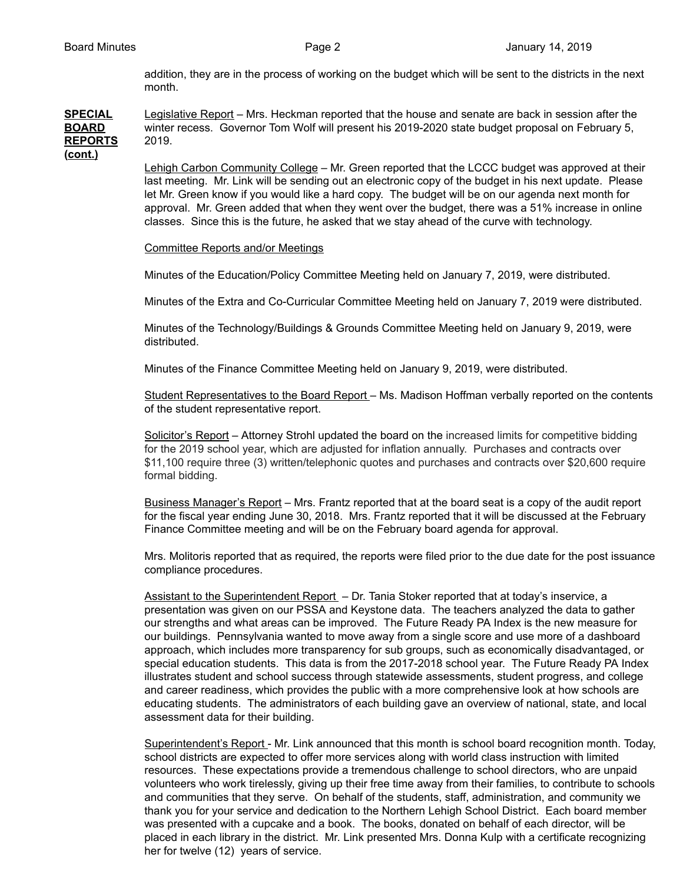addition, they are in the process of working on the budget which will be sent to the districts in the next month.

**SPECIAL BOARD REPORTS (cont.)**

Legislative Report – Mrs. Heckman reported that the house and senate are back in session after the winter recess. Governor Tom Wolf will present his 2019-2020 state budget proposal on February 5, 2019.

Lehigh Carbon Community College – Mr. Green reported that the LCCC budget was approved at their last meeting. Mr. Link will be sending out an electronic copy of the budget in his next update. Please let Mr. Green know if you would like a hard copy. The budget will be on our agenda next month for approval. Mr. Green added that when they went over the budget, there was a 51% increase in online classes. Since this is the future, he asked that we stay ahead of the curve with technology.

Committee Reports and/or Meetings

Minutes of the Education/Policy Committee Meeting held on January 7, 2019, were distributed.

Minutes of the Extra and Co-Curricular Committee Meeting held on January 7, 2019 were distributed.

Minutes of the Technology/Buildings & Grounds Committee Meeting held on January 9, 2019, were distributed.

Minutes of the Finance Committee Meeting held on January 9, 2019, were distributed.

Student Representatives to the Board Report – Ms. Madison Hoffman verbally reported on the contents of the student representative report.

Solicitor's Report – Attorney Strohl updated the board on the increased limits for competitive bidding for the 2019 school year, which are adjusted for inflation annually. Purchases and contracts over $11,100 require three (3) written/telephonic quotes and purchases and contracts over $20,600 require formal bidding.

Business Manager's Report – Mrs. Frantz reported that at the board seat is a copy of the audit report for the fiscal year ending June 30, 2018. Mrs. Frantz reported that it will be discussed at the February Finance Committee meeting and will be on the February board agenda for approval.

Mrs. Molitoris reported that as required, the reports were filed prior to the due date for the post issuance compliance procedures.

Assistant to the Superintendent Report – Dr. Tania Stoker reported that at today's inservice, a presentation was given on our PSSA and Keystone data. The teachers analyzed the data to gather our strengths and what areas can be improved. The Future Ready PA Index is the new measure for our buildings. Pennsylvania wanted to move away from a single score and use more of a dashboard approach, which includes more transparency for sub groups, such as economically disadvantaged, or special education students. This data is from the 2017-2018 school year. The Future Ready PA Index illustrates student and school success through statewide assessments, student progress, and college and career readiness, which provides the public with a more comprehensive look at how schools are educating students. The administrators of each building gave an overview of national, state, and local assessment data for their building.

Superintendent's Report - Mr. Link announced that this month is school board recognition month. Today, school districts are expected to offer more services along with world class instruction with limited resources. These expectations provide a tremendous challenge to school directors, who are unpaid volunteers who work tirelessly, giving up their free time away from their families, to contribute to schools and communities that they serve. On behalf of the students, staff, administration, and community we thank you for your service and dedication to the Northern Lehigh School District. Each board member was presented with a cupcake and a book. The books, donated on behalf of each director, will be placed in each library in the district. Mr. Link presented Mrs. Donna Kulp with a certificate recognizing her for twelve (12) years of service.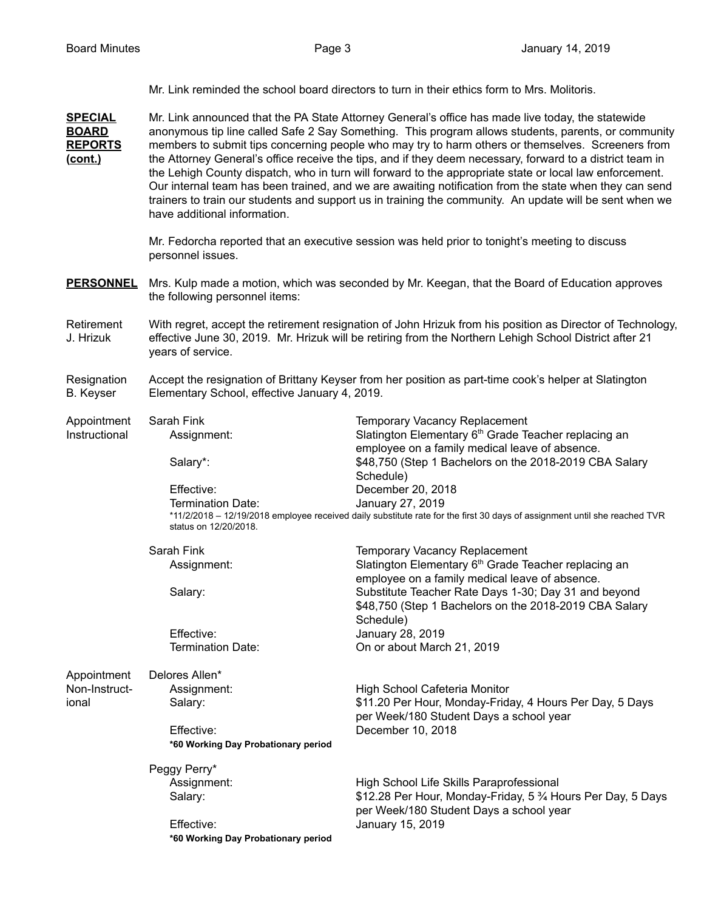Mr. Link reminded the school board directors to turn in their ethics form to Mrs. Molitoris.

**SPECIAL BOARD REPORTS (cont.)**

Mr. Link announced that the PA State Attorney General's office has made live today, the statewide anonymous tip line called Safe 2 Say Something. This program allows students, parents, or community members to submit tips concerning people who may try to harm others or themselves. Screeners from the Attorney General's office receive the tips, and if they deem necessary, forward to a district team in the Lehigh County dispatch, who in turn will forward to the appropriate state or local law enforcement. Our internal team has been trained, and we are awaiting notification from the state when they can send trainers to train our students and support us in training the community. An update will be sent when we have additional information.

Mr. Fedorcha reported that an executive session was held prior to tonight's meeting to discuss personnel issues.

**PERSONNEL**

Mrs. Kulp made a motion, which was seconded by Mr. Keegan, that the Board of Education approves the following personnel items:

Retirement J. Hrizuk

With regret, accept the retirement resignation of John Hrizuk from his position as Director of Technology, effective June 30, 2019. Mr. Hrizuk will be retiring from the Northern Lehigh School District after 21 years of service.

Resignation B. Keyser

Accept the resignation of Brittany Keyser from her position as part-time cook's helper at Slatington Elementary School, effective January 4, 2019.

Appointment Instructional

Sarah Fink — Temporary Vacancy Replacement

- Assignment: Slatington Elementary 6th Grade Teacher replacing an employee on a family medical leave of absence.
- Salary*: $48,750 (Step 1 Bachelors on the 2018-2019 CBA Salary Schedule)
- Effective: December 20, 2018
- Termination Date: January 27, 2019

*11/2/2018 – 12/19/2018 employee received daily substitute rate for the first 30 days of assignment until she reached TVR status on 12/20/2018.

Sarah Fink — Temporary Vacancy Replacement

- Assignment: Slatington Elementary 6th Grade Teacher replacing an employee on a family medical leave of absence.
- Salary: Substitute Teacher Rate Days 1-30; Day 31 and beyond $48,750 (Step 1 Bachelors on the 2018-2019 CBA Salary Schedule)
- Effective: January 28, 2019
- Termination Date: On or about March 21, 2019

Appointment Non-Instructional

Delores Allen*

- Assignment: High School Cafeteria Monitor
- Salary: $11.20 Per Hour, Monday-Friday, 4 Hours Per Day, 5 Days per Week/180 Student Days a school year
- Effective: December 10, 2018

**\*60 Working Day Probationary period**

Peggy Perry*

- Assignment: High School Life Skills Paraprofessional
- Salary: $12.28 Per Hour, Monday-Friday, 5 ¾ Hours Per Day, 5 Days per Week/180 Student Days a school year
- Effective: January 15, 2019

**\*60 Working Day Probationary period**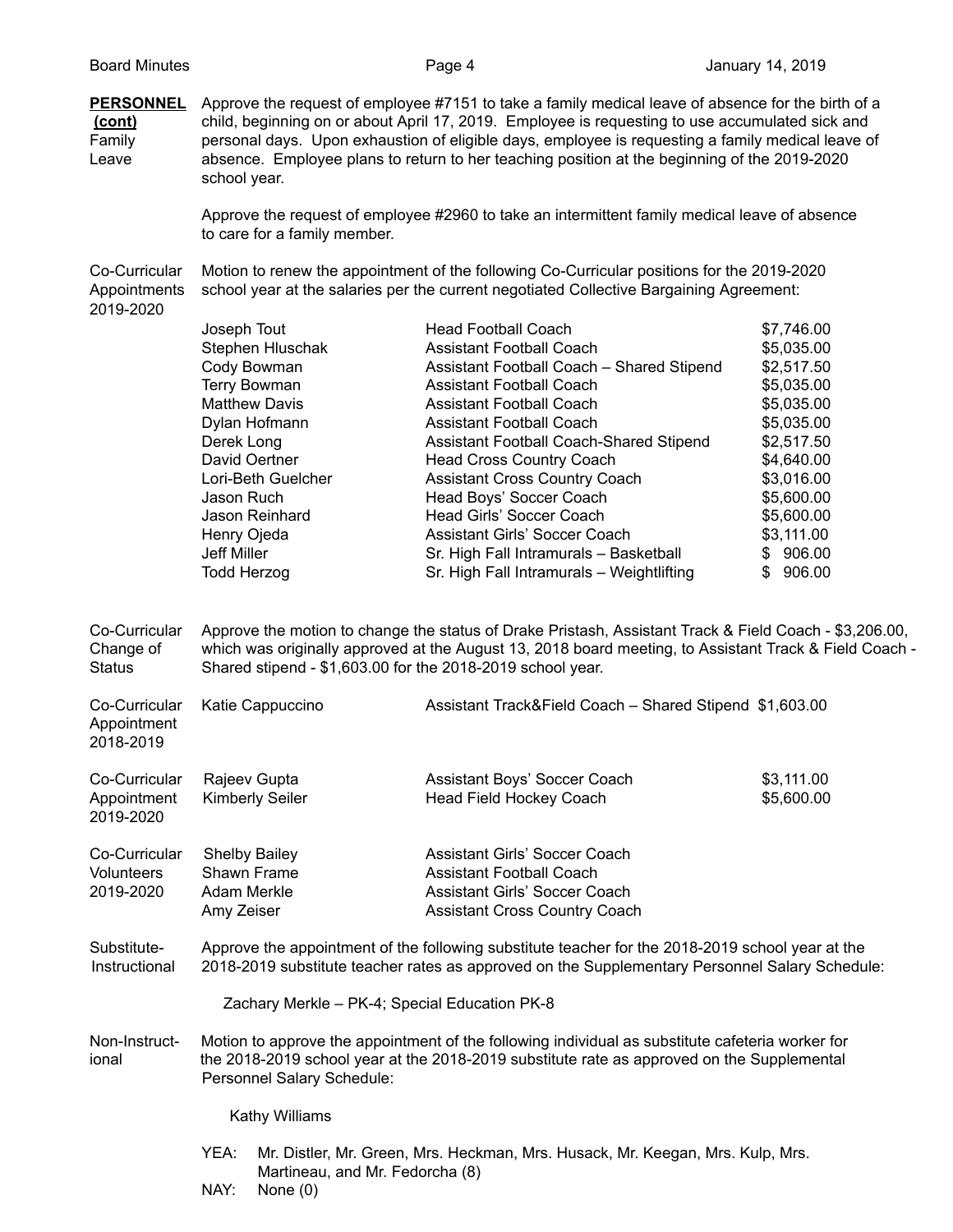**PERSONNEL (cont)**

**Family Leave**

Approve the request of employee #7151 to take a family medical leave of absence for the birth of a child, beginning on or about April 17, 2019. Employee is requesting to use accumulated sick and personal days. Upon exhaustion of eligible days, employee is requesting a family medical leave of absence. Employee plans to return to her teaching position at the beginning of the 2019-2020 school year.

Approve the request of employee #2960 to take an intermittent family medical leave of absence to care for a family member.

**Co-Curricular Appointments 2019-2020**

Motion to renew the appointment of the following Co-Curricular positions for the 2019-2020 school year at the salaries per the current negotiated Collective Bargaining Agreement:

| Name | Position | Salary |
|---|---|---|
| Joseph Tout | Head Football Coach | $7,746.00 |
| Stephen Hluschak | Assistant Football Coach | $5,035.00 |
| Cody Bowman | Assistant Football Coach – Shared Stipend | $2,517.50 |
| Terry Bowman | Assistant Football Coach | $5,035.00 |
| Matthew Davis | Assistant Football Coach | $5,035.00 |
| Dylan Hofmann | Assistant Football Coach | $5,035.00 |
| Derek Long | Assistant Football Coach-Shared Stipend | $2,517.50 |
| David Oertner | Head Cross Country Coach | $4,640.00 |
| Lori-Beth Guelcher | Assistant Cross Country Coach | $3,016.00 |
| Jason Ruch | Head Boys' Soccer Coach | $5,600.00 |
| Jason Reinhard | Head Girls' Soccer Coach | $5,600.00 |
| Henry Ojeda | Assistant Girls' Soccer Coach | $3,111.00 |
| Jeff Miller | Sr. High Fall Intramurals – Basketball | $ 906.00 |
| Todd Herzog | Sr. High Fall Intramurals – Weightlifting | $ 906.00 |

**Co-Curricular Change of Status**

Approve the motion to change the status of Drake Pristash, Assistant Track & Field Coach - $3,206.00, which was originally approved at the August 13, 2018 board meeting, to Assistant Track & Field Coach - Shared stipend - $1,603.00 for the 2018-2019 school year.

**Co-Curricular Appointment 2018-2019**

| Name | Position | Salary |
|---|---|---|
| Katie Cappuccino | Assistant Track&Field Coach – Shared Stipend | $1,603.00 |

**Co-Curricular Appointment 2019-2020**

| Name | Position | Salary |
|---|---|---|
| Rajeev Gupta | Assistant Boys' Soccer Coach | $3,111.00 |
| Kimberly Seiler | Head Field Hockey Coach | $5,600.00 |

**Co-Curricular Volunteers 2019-2020**

| Name | Position |
|---|---|
| Shelby Bailey | Assistant Girls' Soccer Coach |
| Shawn Frame | Assistant Football Coach |
| Adam Merkle | Assistant Girls' Soccer Coach |
| Amy Zeiser | Assistant Cross Country Coach |

**Substitute-Instructional**

Approve the appointment of the following substitute teacher for the 2018-2019 school year at the 2018-2019 substitute teacher rates as approved on the Supplementary Personnel Salary Schedule:

Zachary Merkle – PK-4; Special Education PK-8

**Non-Instructional**

Motion to approve the appointment of the following individual as substitute cafeteria worker for the 2018-2019 school year at the 2018-2019 substitute rate as approved on the Supplemental Personnel Salary Schedule:

Kathy Williams

YEA: Mr. Distler, Mr. Green, Mrs. Heckman, Mrs. Husack, Mr. Keegan, Mrs. Kulp, Mrs. Martineau, and Mr. Fedorcha (8)

NAY: None (0)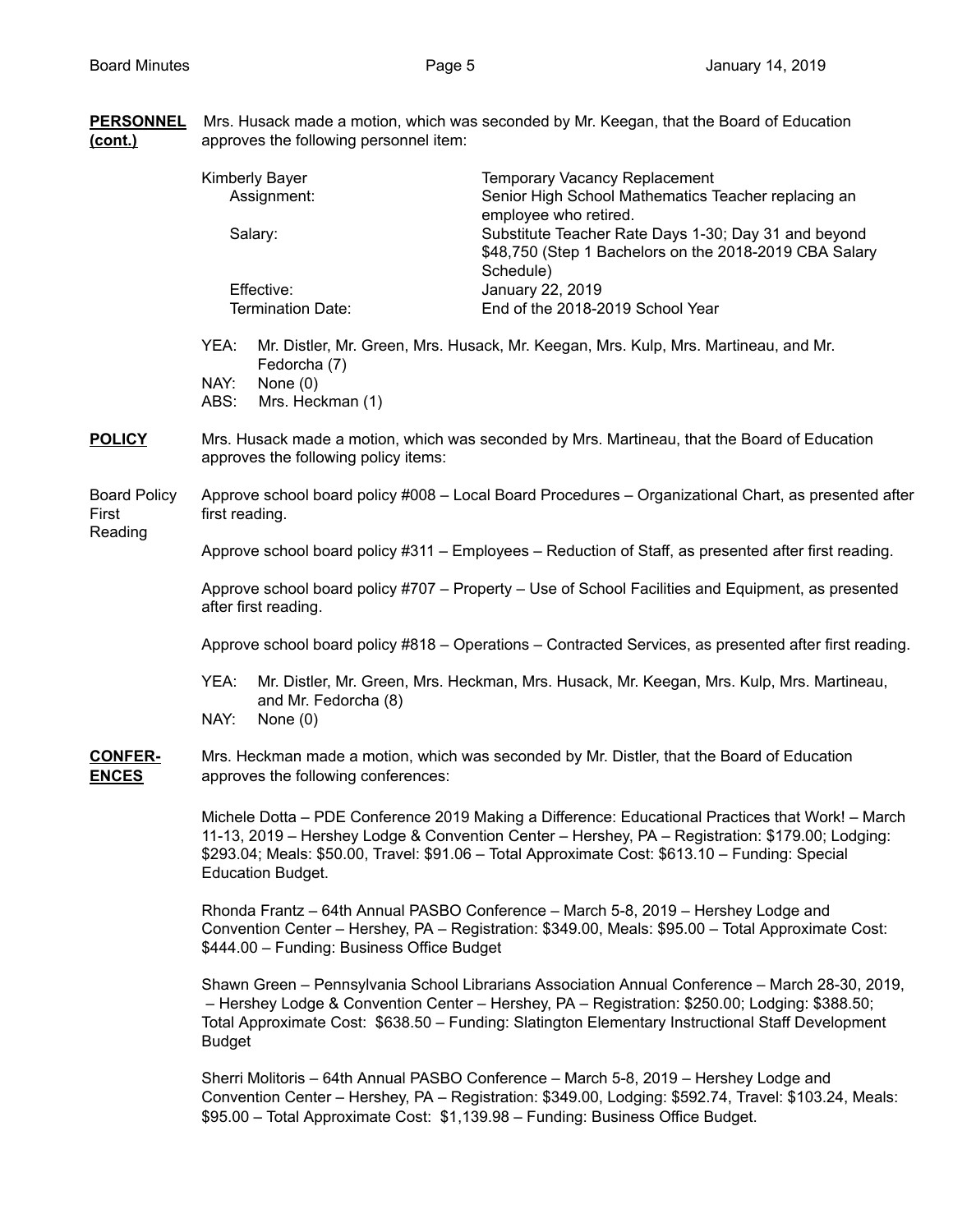**PERSONNEL (cont.)**

Mrs. Husack made a motion, which was seconded by Mr. Keegan, that the Board of Education approves the following personnel item:

| | |
|---|---|
| Kimberly Bayer | Temporary Vacancy Replacement |
| Assignment: | Senior High School Mathematics Teacher replacing an employee who retired. |
| Salary: | Substitute Teacher Rate Days 1-30; Day 31 and beyond $48,750 (Step 1 Bachelors on the 2018-2019 CBA Salary Schedule) |
| Effective: | January 22, 2019 |
| Termination Date: | End of the 2018-2019 School Year |

YEA: Mr. Distler, Mr. Green, Mrs. Husack, Mr. Keegan, Mrs. Kulp, Mrs. Martineau, and Mr. Fedorcha (7)
NAY: None (0)
ABS: Mrs. Heckman (1)

**POLICY**

Mrs. Husack made a motion, which was seconded by Mrs. Martineau, that the Board of Education approves the following policy items:

Board Policy First Reading

Approve school board policy #008 – Local Board Procedures – Organizational Chart, as presented after first reading.

Approve school board policy #311 – Employees – Reduction of Staff, as presented after first reading.

Approve school board policy #707 – Property – Use of School Facilities and Equipment, as presented after first reading.

Approve school board policy #818 – Operations – Contracted Services, as presented after first reading.

YEA: Mr. Distler, Mr. Green, Mrs. Heckman, Mrs. Husack, Mr. Keegan, Mrs. Kulp, Mrs. Martineau, and Mr. Fedorcha (8)
NAY: None (0)

**CONFERENCES**

Mrs. Heckman made a motion, which was seconded by Mr. Distler, that the Board of Education approves the following conferences:

Michele Dotta – PDE Conference 2019 Making a Difference: Educational Practices that Work! – March 11-13, 2019 – Hershey Lodge & Convention Center – Hershey, PA – Registration: $179.00; Lodging: $293.04; Meals: $50.00, Travel: $91.06 – Total Approximate Cost: $613.10 – Funding: Special Education Budget.

Rhonda Frantz – 64th Annual PASBO Conference – March 5-8, 2019 – Hershey Lodge and Convention Center – Hershey, PA – Registration: $349.00, Meals: $95.00 – Total Approximate Cost: $444.00 – Funding: Business Office Budget

Shawn Green – Pennsylvania School Librarians Association Annual Conference – March 28-30, 2019, – Hershey Lodge & Convention Center – Hershey, PA – Registration: $250.00; Lodging: $388.50; Total Approximate Cost: $638.50 – Funding: Slatington Elementary Instructional Staff Development Budget

Sherri Molitoris – 64th Annual PASBO Conference – March 5-8, 2019 – Hershey Lodge and Convention Center – Hershey, PA – Registration: $349.00, Lodging: $592.74, Travel: $103.24, Meals: $95.00 – Total Approximate Cost: $1,139.98 – Funding: Business Office Budget.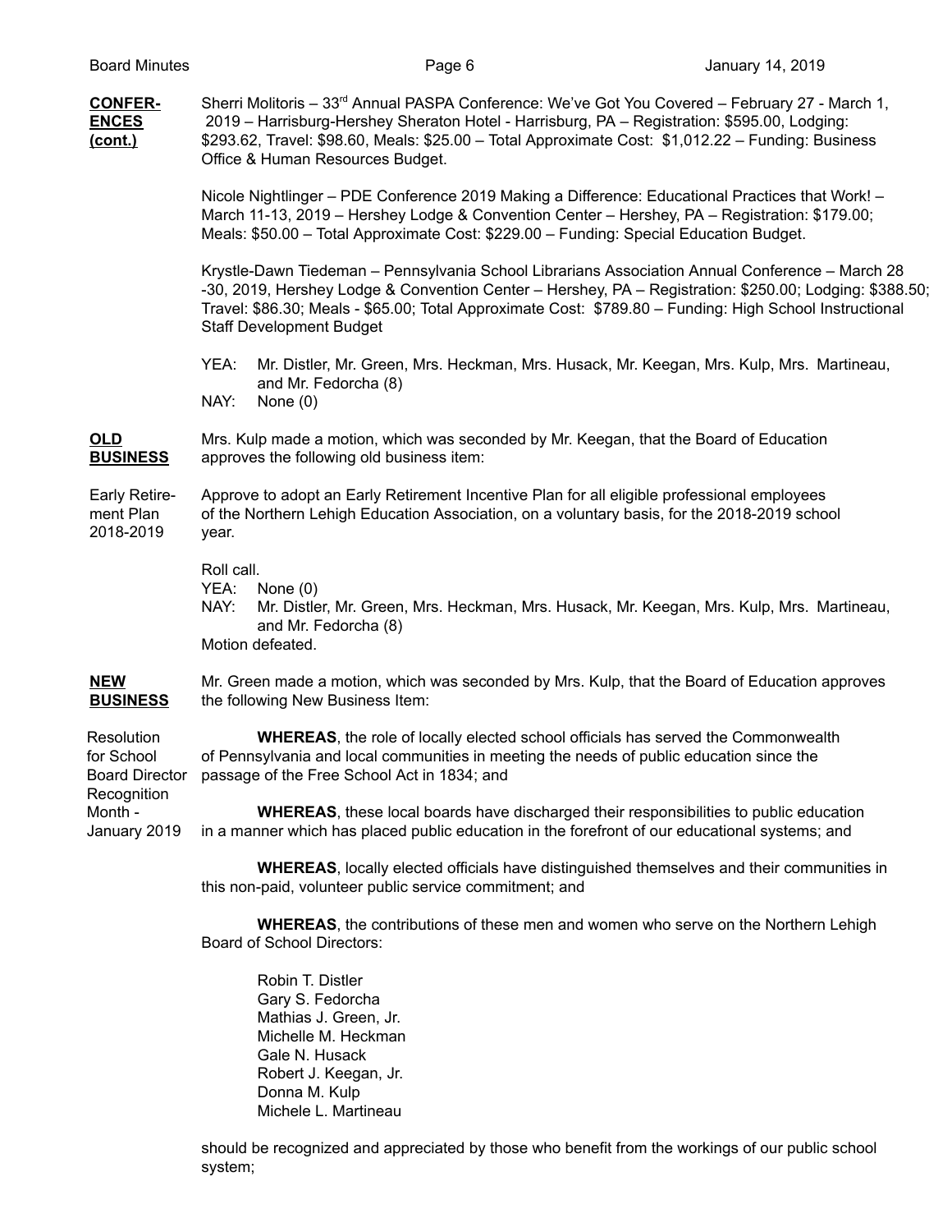**CONFERENCES (cont.)**

Sherri Molitoris – 33rd Annual PASPA Conference: We've Got You Covered – February 27 - March 1, 2019 – Harrisburg-Hershey Sheraton Hotel - Harrisburg, PA – Registration: $595.00, Lodging: $293.62, Travel: $98.60, Meals: $25.00 – Total Approximate Cost: $1,012.22 – Funding: Business Office & Human Resources Budget.

Nicole Nightlinger – PDE Conference 2019 Making a Difference: Educational Practices that Work! – March 11-13, 2019 – Hershey Lodge & Convention Center – Hershey, PA – Registration: $179.00; Meals: $50.00 – Total Approximate Cost: $229.00 – Funding: Special Education Budget.

Krystle-Dawn Tiedeman – Pennsylvania School Librarians Association Annual Conference – March 28 -30, 2019, Hershey Lodge & Convention Center – Hershey, PA – Registration: $250.00; Lodging: $388.50; Travel: $86.30; Meals - $65.00; Total Approximate Cost: $789.80 – Funding: High School Instructional Staff Development Budget

YEA: Mr. Distler, Mr. Green, Mrs. Heckman, Mrs. Husack, Mr. Keegan, Mrs. Kulp, Mrs. Martineau, and Mr. Fedorcha (8)
NAY: None (0)

**OLD BUSINESS**

Mrs. Kulp made a motion, which was seconded by Mr. Keegan, that the Board of Education approves the following old business item:

Early Retirement Plan 2018-2019

Approve to adopt an Early Retirement Incentive Plan for all eligible professional employees of the Northern Lehigh Education Association, on a voluntary basis, for the 2018-2019 school year.

Roll call.
YEA: None (0)
NAY: Mr. Distler, Mr. Green, Mrs. Heckman, Mrs. Husack, Mr. Keegan, Mrs. Kulp, Mrs. Martineau, and Mr. Fedorcha (8)
Motion defeated.

**NEW BUSINESS**

Mr. Green made a motion, which was seconded by Mrs. Kulp, that the Board of Education approves the following New Business Item:

Resolution for School Board Director Recognition Month - January 2019

**WHEREAS**, the role of locally elected school officials has served the Commonwealth of Pennsylvania and local communities in meeting the needs of public education since the passage of the Free School Act in 1834; and

**WHEREAS**, these local boards have discharged their responsibilities to public education in a manner which has placed public education in the forefront of our educational systems; and

**WHEREAS**, locally elected officials have distinguished themselves and their communities in this non-paid, volunteer public service commitment; and

**WHEREAS**, the contributions of these men and women who serve on the Northern Lehigh Board of School Directors:

Robin T. Distler
Gary S. Fedorcha
Mathias J. Green, Jr.
Michelle M. Heckman
Gale N. Husack
Robert J. Keegan, Jr.
Donna M. Kulp
Michele L. Martineau

should be recognized and appreciated by those who benefit from the workings of our public school system;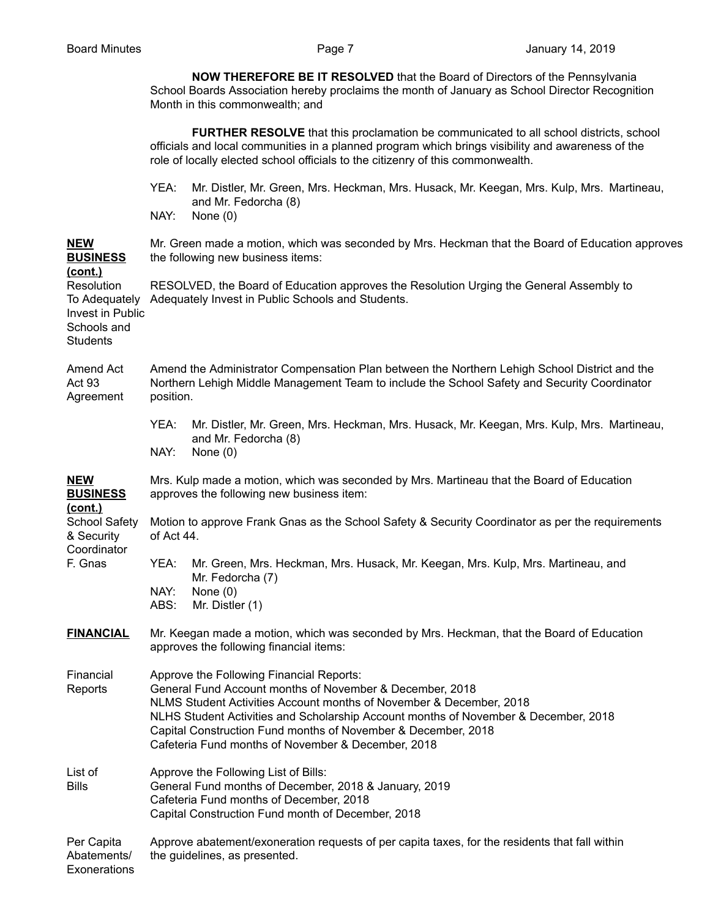**NOW THEREFORE BE IT RESOLVED** that the Board of Directors of the Pennsylvania School Boards Association hereby proclaims the month of January as School Director Recognition Month in this commonwealth; and

**FURTHER RESOLVE** that this proclamation be communicated to all school districts, school officials and local communities in a planned program which brings visibility and awareness of the role of locally elected school officials to the citizenry of this commonwealth.

YEA: Mr. Distler, Mr. Green, Mrs. Heckman, Mrs. Husack, Mr. Keegan, Mrs. Kulp, Mrs. Martineau, and Mr. Fedorcha (8)
NAY: None (0)

**NEW BUSINESS (cont.)**

Mr. Green made a motion, which was seconded by Mrs. Heckman that the Board of Education approves the following new business items:

Resolution To Adequately Invest in Public Schools and Students

RESOLVED, the Board of Education approves the Resolution Urging the General Assembly to Adequately Invest in Public Schools and Students.

Amend Act Act 93 Agreement

Amend the Administrator Compensation Plan between the Northern Lehigh School District and the Northern Lehigh Middle Management Team to include the School Safety and Security Coordinator position.

YEA: Mr. Distler, Mr. Green, Mrs. Heckman, Mrs. Husack, Mr. Keegan, Mrs. Kulp, Mrs. Martineau, and Mr. Fedorcha (8)
NAY: None (0)

**NEW BUSINESS (cont.)**

Mrs. Kulp made a motion, which was seconded by Mrs. Martineau that the Board of Education approves the following new business item:

School Safety & Security Coordinator F. Gnas

Motion to approve Frank Gnas as the School Safety & Security Coordinator as per the requirements of Act 44.

YEA: Mr. Green, Mrs. Heckman, Mrs. Husack, Mr. Keegan, Mrs. Kulp, Mrs. Martineau, and Mr. Fedorcha (7)
NAY: None (0)
ABS: Mr. Distler (1)

**FINANCIAL**

Mr. Keegan made a motion, which was seconded by Mrs. Heckman, that the Board of Education approves the following financial items:

Financial Reports

Approve the Following Financial Reports:
General Fund Account months of November & December, 2018
NLMS Student Activities Account months of November & December, 2018
NLHS Student Activities and Scholarship Account months of November & December, 2018
Capital Construction Fund months of November & December, 2018
Cafeteria Fund months of November & December, 2018

List of Bills

Approve the Following List of Bills:
General Fund months of December, 2018 & January, 2019
Cafeteria Fund months of December, 2018
Capital Construction Fund month of December, 2018

Per Capita Abatements/ Exonerations

Approve abatement/exoneration requests of per capita taxes, for the residents that fall within the guidelines, as presented.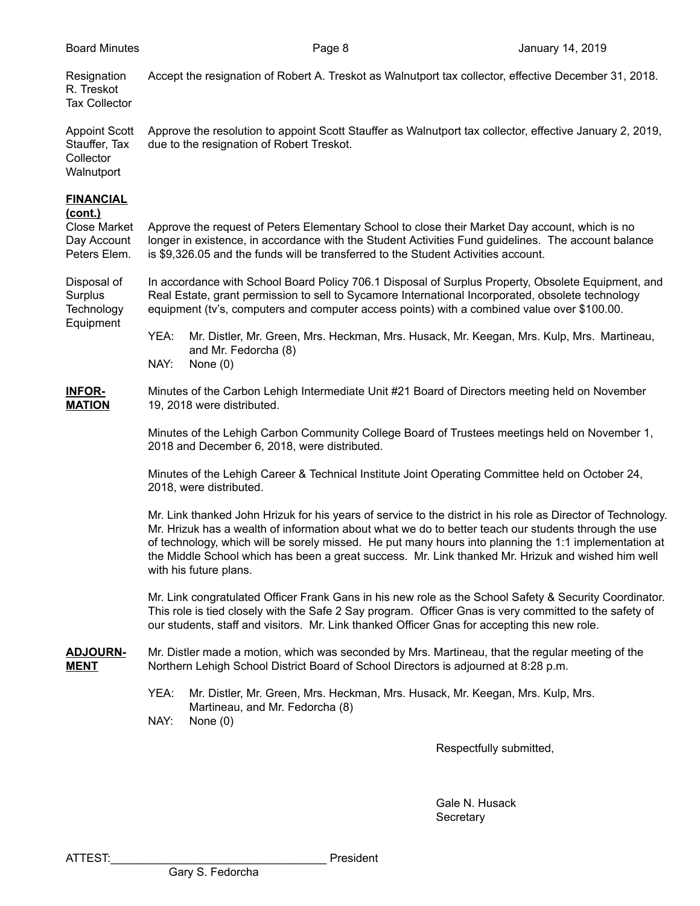Resignation R. Treskot Tax Collector — Accept the resignation of Robert A. Treskot as Walnutport tax collector, effective December 31, 2018.

Appoint Scott Stauffer, Tax Collector Walnutport — Approve the resolution to appoint Scott Stauffer as Walnutport tax collector, effective January 2, 2019, due to the resignation of Robert Treskot.

**FINANCIAL (cont.)**

Close Market Day Account Peters Elem. — Approve the request of Peters Elementary School to close their Market Day account, which is no longer in existence, in accordance with the Student Activities Fund guidelines. The account balance is $9,326.05 and the funds will be transferred to the Student Activities account.

Disposal of Surplus Technology Equipment — In accordance with School Board Policy 706.1 Disposal of Surplus Property, Obsolete Equipment, and Real Estate, grant permission to sell to Sycamore International Incorporated, obsolete technology equipment (tv's, computers and computer access points) with a combined value over $100.00.

YEA: Mr. Distler, Mr. Green, Mrs. Heckman, Mrs. Husack, Mr. Keegan, Mrs. Kulp, Mrs. Martineau, and Mr. Fedorcha (8)
NAY: None (0)

**INFORMATION**

Minutes of the Carbon Lehigh Intermediate Unit #21 Board of Directors meeting held on November 19, 2018 were distributed.

Minutes of the Lehigh Carbon Community College Board of Trustees meetings held on November 1, 2018 and December 6, 2018, were distributed.

Minutes of the Lehigh Career & Technical Institute Joint Operating Committee held on October 24, 2018, were distributed.

Mr. Link thanked John Hrizuk for his years of service to the district in his role as Director of Technology. Mr. Hrizuk has a wealth of information about what we do to better teach our students through the use of technology, which will be sorely missed. He put many hours into planning the 1:1 implementation at the Middle School which has been a great success. Mr. Link thanked Mr. Hrizuk and wished him well with his future plans.

Mr. Link congratulated Officer Frank Gans in his new role as the School Safety & Security Coordinator. This role is tied closely with the Safe 2 Say program. Officer Gnas is very committed to the safety of our students, staff and visitors. Mr. Link thanked Officer Gnas for accepting this new role.

**ADJOURNMENT**

Mr. Distler made a motion, which was seconded by Mrs. Martineau, that the regular meeting of the Northern Lehigh School District Board of School Directors is adjourned at 8:28 p.m.

YEA: Mr. Distler, Mr. Green, Mrs. Heckman, Mrs. Husack, Mr. Keegan, Mrs. Kulp, Mrs. Martineau, and Mr. Fedorcha (8)
NAY: None (0)

Respectfully submitted,

Gale N. Husack
Secretary

ATTEST:___________________________________ President
Gary S. Fedorcha